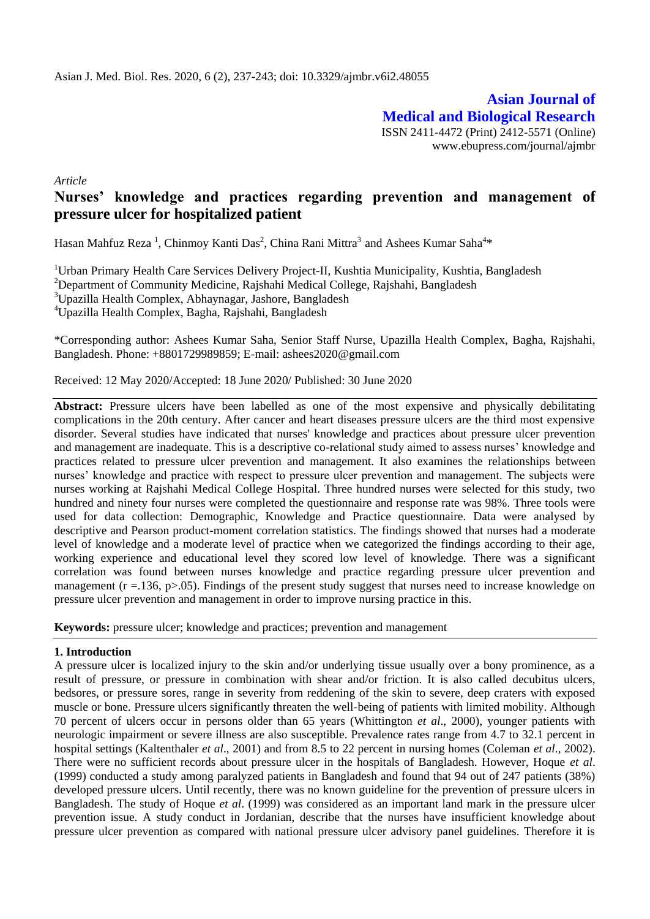**Asian Journal of Medical and Biological Research**

ISSN 2411-4472 (Print) 2412-5571 (Online)
www.ebupress.com/journal/ajmbr

*Article*

# Nurses' knowledge and practices regarding prevention and management of pressure ulcer for hospitalized patient

Hasan Mahfuz Reza [1], Chinmoy Kanti Das[2], China Rani Mittra[3] and Ashees Kumar Saha[4]*

[1]Urban Primary Health Care Services Delivery Project-II, Kushtia Municipality, Kushtia, Bangladesh
[2]Department of Community Medicine, Rajshahi Medical College, Rajshahi, Bangladesh
[3]Upazilla Health Complex, Abhaynagar, Jashore, Bangladesh
[4]Upazilla Health Complex, Bagha, Rajshahi, Bangladesh

*Corresponding author: Ashees Kumar Saha, Senior Staff Nurse, Upazilla Health Complex, Bagha, Rajshahi, Bangladesh. Phone: +8801729989859; E-mail: ashees2020@gmail.com

Received: 12 May 2020/Accepted: 18 June 2020/ Published: 30 June 2020

**Abstract:** Pressure ulcers have been labelled as one of the most expensive and physically debilitating complications in the 20th century. After cancer and heart diseases pressure ulcers are the third most expensive disorder. Several studies have indicated that nurses' knowledge and practices about pressure ulcer prevention and management are inadequate. This is a descriptive co-relational study aimed to assess nurses' knowledge and practices related to pressure ulcer prevention and management. It also examines the relationships between nurses' knowledge and practice with respect to pressure ulcer prevention and management. The subjects were nurses working at Rajshahi Medical College Hospital. Three hundred nurses were selected for this study, two hundred and ninety four nurses were completed the questionnaire and response rate was 98%. Three tools were used for data collection: Demographic, Knowledge and Practice questionnaire. Data were analysed by descriptive and Pearson product-moment correlation statistics. The findings showed that nurses had a moderate level of knowledge and a moderate level of practice when we categorized the findings according to their age, working experience and educational level they scored low level of knowledge. There was a significant correlation was found between nurses knowledge and practice regarding pressure ulcer prevention and management ($r = .136$, $p > .05$). Findings of the present study suggest that nurses need to increase knowledge on pressure ulcer prevention and management in order to improve nursing practice in this.

**Keywords:** pressure ulcer; knowledge and practices; prevention and management

## 1. Introduction

A pressure ulcer is localized injury to the skin and/or underlying tissue usually over a bony prominence, as a result of pressure, or pressure in combination with shear and/or friction. It is also called decubitus ulcers, bedsores, or pressure sores, range in severity from reddening of the skin to severe, deep craters with exposed muscle or bone. Pressure ulcers significantly threaten the well-being of patients with limited mobility. Although 70 percent of ulcers occur in persons older than 65 years (Whittington *et al*., 2000), younger patients with neurologic impairment or severe illness are also susceptible. Prevalence rates range from 4.7 to 32.1 percent in hospital settings (Kaltenthaler *et al*., 2001) and from 8.5 to 22 percent in nursing homes (Coleman *et al*., 2002). There were no sufficient records about pressure ulcer in the hospitals of Bangladesh. However, Hoque *et al*. (1999) conducted a study among paralyzed patients in Bangladesh and found that 94 out of 247 patients (38%) developed pressure ulcers. Until recently, there was no known guideline for the prevention of pressure ulcers in Bangladesh. The study of Hoque *et al*. (1999) was considered as an important land mark in the pressure ulcer prevention issue. A study conduct in Jordanian, describe that the nurses have insufficient knowledge about pressure ulcer prevention as compared with national pressure ulcer advisory panel guidelines. Therefore it is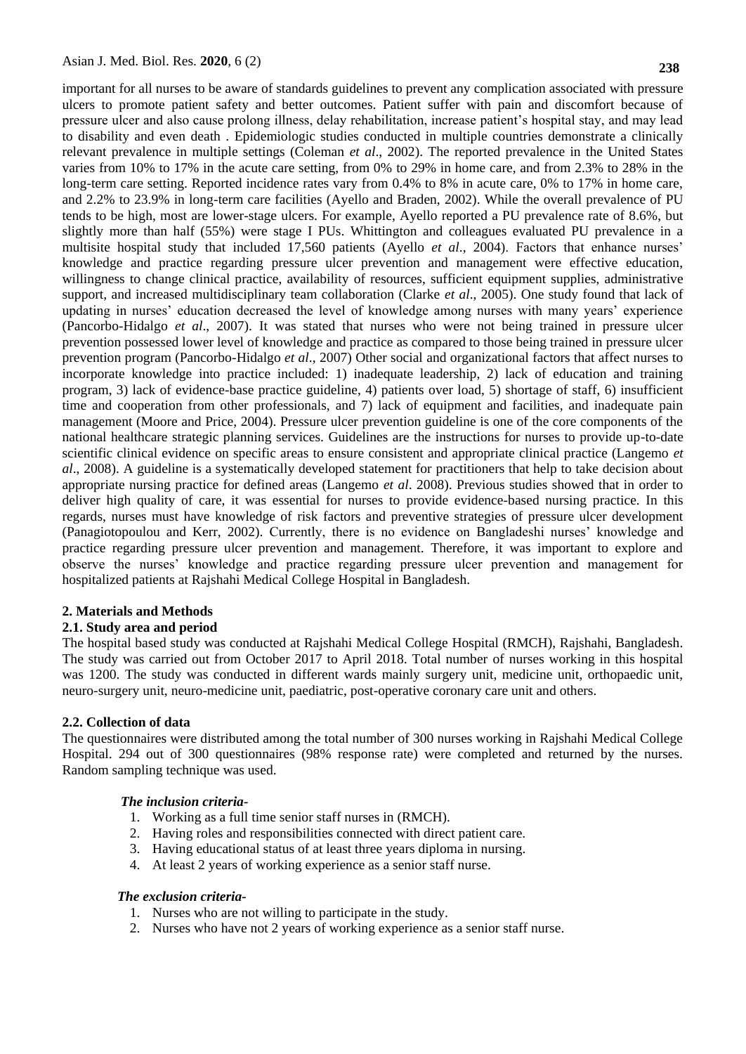important for all nurses to be aware of standards guidelines to prevent any complication associated with pressure ulcers to promote patient safety and better outcomes. Patient suffer with pain and discomfort because of pressure ulcer and also cause prolong illness, delay rehabilitation, increase patient's hospital stay, and may lead to disability and even death . Epidemiologic studies conducted in multiple countries demonstrate a clinically relevant prevalence in multiple settings (Coleman *et al*., 2002). The reported prevalence in the United States varies from 10% to 17% in the acute care setting, from 0% to 29% in home care, and from 2.3% to 28% in the long-term care setting. Reported incidence rates vary from 0.4% to 8% in acute care, 0% to 17% in home care, and 2.2% to 23.9% in long-term care facilities (Ayello and Braden, 2002). While the overall prevalence of PU tends to be high, most are lower-stage ulcers. For example, Ayello reported a PU prevalence rate of 8.6%, but slightly more than half (55%) were stage I PUs. Whittington and colleagues evaluated PU prevalence in a multisite hospital study that included 17,560 patients (Ayello *et al*., 2004). Factors that enhance nurses' knowledge and practice regarding pressure ulcer prevention and management were effective education, willingness to change clinical practice, availability of resources, sufficient equipment supplies, administrative support, and increased multidisciplinary team collaboration (Clarke *et al*., 2005). One study found that lack of updating in nurses' education decreased the level of knowledge among nurses with many years' experience (Pancorbo-Hidalgo *et al*., 2007). It was stated that nurses who were not being trained in pressure ulcer prevention possessed lower level of knowledge and practice as compared to those being trained in pressure ulcer prevention program (Pancorbo-Hidalgo *et al*., 2007) Other social and organizational factors that affect nurses to incorporate knowledge into practice included: 1) inadequate leadership, 2) lack of education and training program, 3) lack of evidence-base practice guideline, 4) patients over load, 5) shortage of staff, 6) insufficient time and cooperation from other professionals, and 7) lack of equipment and facilities, and inadequate pain management (Moore and Price, 2004). Pressure ulcer prevention guideline is one of the core components of the national healthcare strategic planning services. Guidelines are the instructions for nurses to provide up-to-date scientific clinical evidence on specific areas to ensure consistent and appropriate clinical practice (Langemo *et al*., 2008). A guideline is a systematically developed statement for practitioners that help to take decision about appropriate nursing practice for defined areas (Langemo *et al*. 2008). Previous studies showed that in order to deliver high quality of care, it was essential for nurses to provide evidence-based nursing practice. In this regards, nurses must have knowledge of risk factors and preventive strategies of pressure ulcer development (Panagiotopoulou and Kerr, 2002). Currently, there is no evidence on Bangladeshi nurses' knowledge and practice regarding pressure ulcer prevention and management. Therefore, it was important to explore and observe the nurses' knowledge and practice regarding pressure ulcer prevention and management for hospitalized patients at Rajshahi Medical College Hospital in Bangladesh.

## 2. Materials and Methods

### 2.1. Study area and period

The hospital based study was conducted at Rajshahi Medical College Hospital (RMCH), Rajshahi, Bangladesh. The study was carried out from October 2017 to April 2018. Total number of nurses working in this hospital was 1200. The study was conducted in different wards mainly surgery unit, medicine unit, orthopaedic unit, neuro-surgery unit, neuro-medicine unit, paediatric, post-operative coronary care unit and others.

### 2.2. Collection of data

The questionnaires were distributed among the total number of 300 nurses working in Rajshahi Medical College Hospital. 294 out of 300 questionnaires (98% response rate) were completed and returned by the nurses. Random sampling technique was used.

***The inclusion criteria-***

1. Working as a full time senior staff nurses in (RMCH).
2. Having roles and responsibilities connected with direct patient care.
3. Having educational status of at least three years diploma in nursing.
4. At least 2 years of working experience as a senior staff nurse.

***The exclusion criteria-***

1. Nurses who are not willing to participate in the study.
2. Nurses who have not 2 years of working experience as a senior staff nurse.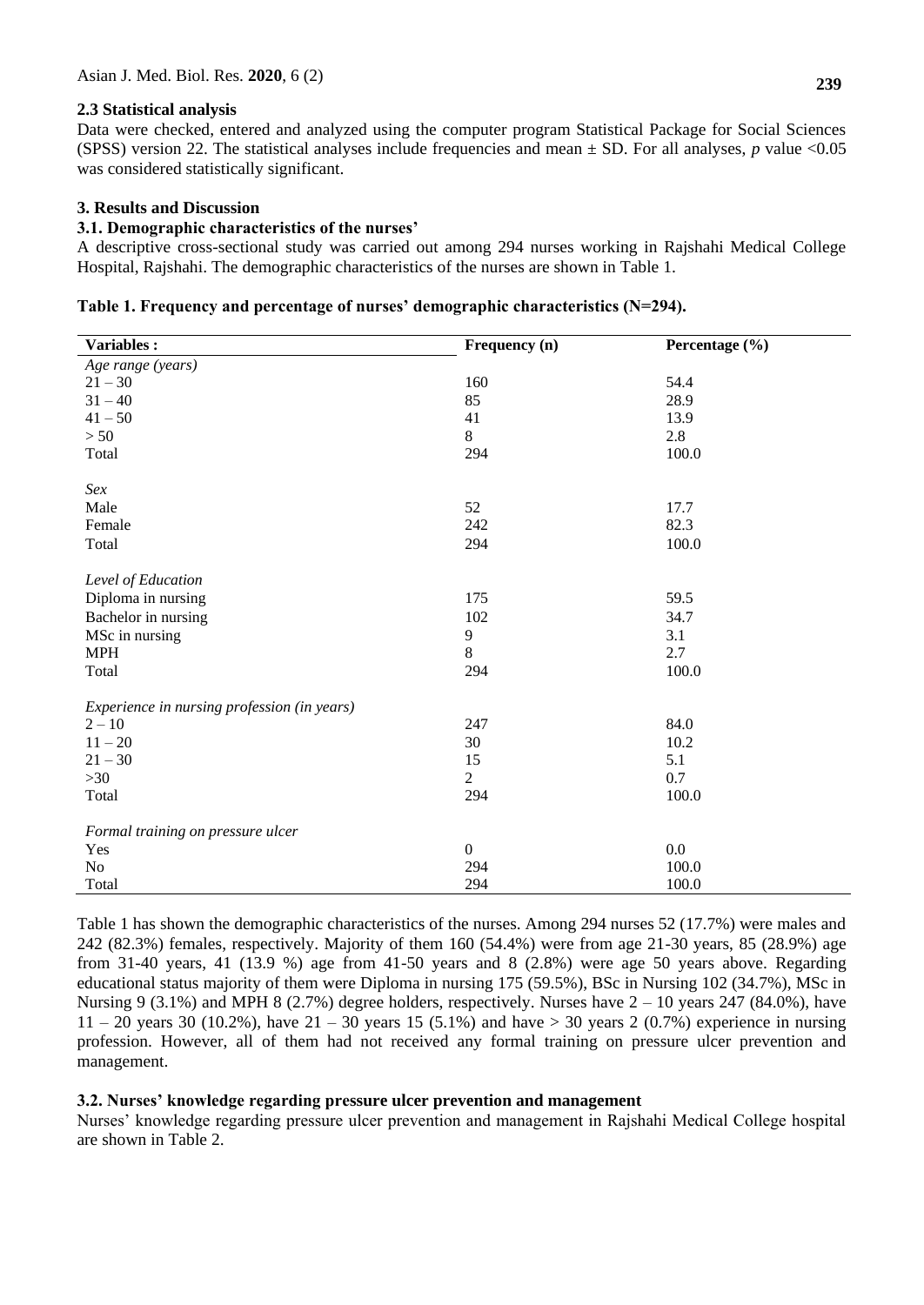### 2.3 Statistical analysis

Data were checked, entered and analyzed using the computer program Statistical Package for Social Sciences (SPSS) version 22. The statistical analyses include frequencies and mean ± SD. For all analyses, *p* value <0.05 was considered statistically significant.

## 3. Results and Discussion

### 3.1. Demographic characteristics of the nurses'

A descriptive cross-sectional study was carried out among 294 nurses working in Rajshahi Medical College Hospital, Rajshahi. The demographic characteristics of the nurses are shown in Table 1.

**Table 1. Frequency and percentage of nurses' demographic characteristics (N=294).**

| Variables : | Frequency (n) | Percentage (%) |
|---|---|---|
| *Age range (years)* | | |
| 21 – 30 | 160 | 54.4 |
| 31 – 40 | 85 | 28.9 |
| 41 – 50 | 41 | 13.9 |
| > 50 | 8 | 2.8 |
| Total | 294 | 100.0 |
| *Sex* | | |
| Male | 52 | 17.7 |
| Female | 242 | 82.3 |
| Total | 294 | 100.0 |
| *Level of Education* | | |
| Diploma in nursing | 175 | 59.5 |
| Bachelor in nursing | 102 | 34.7 |
| MSc in nursing | 9 | 3.1 |
| MPH | 8 | 2.7 |
| Total | 294 | 100.0 |
| *Experience in nursing profession (in years)* | | |
| 2 – 10 | 247 | 84.0 |
| 11 – 20 | 30 | 10.2 |
| 21 – 30 | 15 | 5.1 |
| >30 | 2 | 0.7 |
| Total | 294 | 100.0 |
| *Formal training on pressure ulcer* | | |
| Yes | 0 | 0.0 |
| No | 294 | 100.0 |
| Total | 294 | 100.0 |

Table 1 has shown the demographic characteristics of the nurses. Among 294 nurses 52 (17.7%) were males and 242 (82.3%) females, respectively. Majority of them 160 (54.4%) were from age 21-30 years, 85 (28.9%) age from 31-40 years, 41 (13.9 %) age from 41-50 years and 8 (2.8%) were age 50 years above. Regarding educational status majority of them were Diploma in nursing 175 (59.5%), BSc in Nursing 102 (34.7%), MSc in Nursing 9 (3.1%) and MPH 8 (2.7%) degree holders, respectively. Nurses have 2 – 10 years 247 (84.0%), have 11 – 20 years 30 (10.2%), have 21 – 30 years 15 (5.1%) and have > 30 years 2 (0.7%) experience in nursing profession. However, all of them had not received any formal training on pressure ulcer prevention and management.

### 3.2. Nurses' knowledge regarding pressure ulcer prevention and management

Nurses' knowledge regarding pressure ulcer prevention and management in Rajshahi Medical College hospital are shown in Table 2.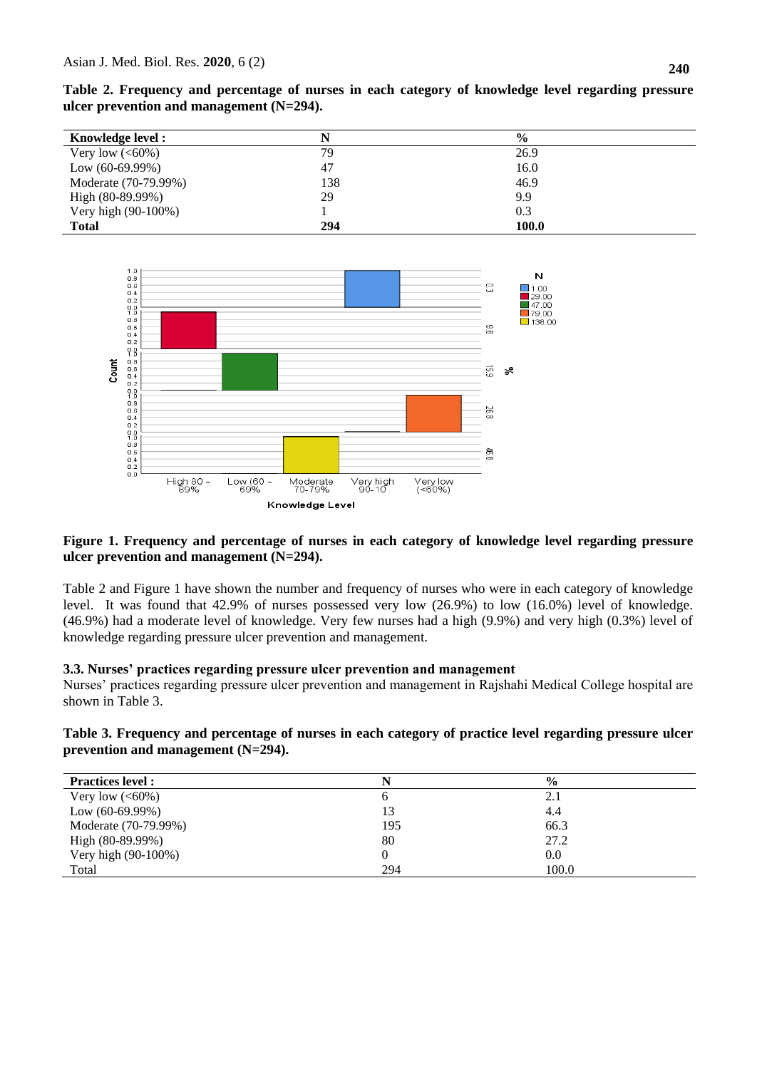**Table 2. Frequency and percentage of nurses in each category of knowledge level regarding pressure ulcer prevention and management (N=294).**

| Knowledge level : | N | % |
|---|---|---|
| Very low (<60%) | 79 | 26.9 |
| Low (60-69.99%) | 47 | 16.0 |
| Moderate (70-79.99%) | 138 | 46.9 |
| High (80-89.99%) | 29 | 9.9 |
| Very high (90-100%) | 1 | 0.3 |
| **Total** | **294** | **100.0** |

**Figure 1. Frequency and percentage of nurses in each category of knowledge level regarding pressure ulcer prevention and management (N=294).**

Table 2 and Figure 1 have shown the number and frequency of nurses who were in each category of knowledge level. It was found that 42.9% of nurses possessed very low (26.9%) to low (16.0%) level of knowledge. (46.9%) had a moderate level of knowledge. Very few nurses had a high (9.9%) and very high (0.3%) level of knowledge regarding pressure ulcer prevention and management.

### 3.3. Nurses' practices regarding pressure ulcer prevention and management

Nurses' practices regarding pressure ulcer prevention and management in Rajshahi Medical College hospital are shown in Table 3.

**Table 3. Frequency and percentage of nurses in each category of practice level regarding pressure ulcer prevention and management (N=294).**

| Practices level : | N | % |
|---|---|---|
| Very low (<60%) | 6 | 2.1 |
| Low (60-69.99%) | 13 | 4.4 |
| Moderate (70-79.99%) | 195 | 66.3 |
| High (80-89.99%) | 80 | 27.2 |
| Very high (90-100%) | 0 | 0.0 |
| Total | 294 | 100.0 |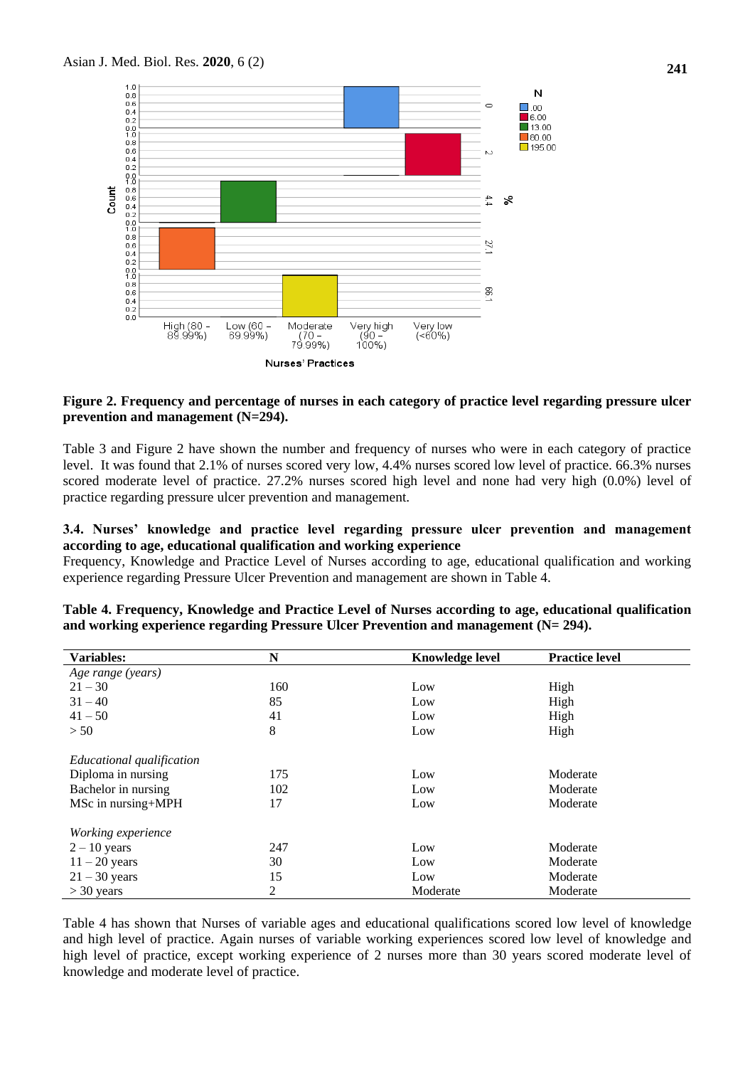Figure 2. Frequency and percentage of nurses in each category of practice level regarding pressure ulcer prevention and management (N=294).

Table 3 and Figure 2 have shown the number and frequency of nurses who were in each category of practice level. It was found that 2.1% of nurses scored very low, 4.4% nurses scored low level of practice. 66.3% nurses scored moderate level of practice. 27.2% nurses scored high level and none had very high (0.0%) level of practice regarding pressure ulcer prevention and management.

### 3.4. Nurses' knowledge and practice level regarding pressure ulcer prevention and management according to age, educational qualification and working experience

Frequency, Knowledge and Practice Level of Nurses according to age, educational qualification and working experience regarding Pressure Ulcer Prevention and management are shown in Table 4.

**Table 4. Frequency, Knowledge and Practice Level of Nurses according to age, educational qualification and working experience regarding Pressure Ulcer Prevention and management (N= 294).**

| Variables: | N | Knowledge level | Practice level |
|---|---|---|---|
| *Age range (years)* | | | |
| 21 – 30 | 160 | Low | High |
| 31 – 40 | 85 | Low | High |
| 41 – 50 | 41 | Low | High |
| > 50 | 8 | Low | High |
| *Educational qualification* | | | |
| Diploma in nursing | 175 | Low | Moderate |
| Bachelor in nursing | 102 | Low | Moderate |
| MSc in nursing+MPH | 17 | Low | Moderate |
| *Working experience* | | | |
| 2 – 10 years | 247 | Low | Moderate |
| 11 – 20 years | 30 | Low | Moderate |
| 21 – 30 years | 15 | Low | Moderate |
| > 30 years | 2 | Moderate | Moderate |

Table 4 has shown that Nurses of variable ages and educational qualifications scored low level of knowledge and high level of practice. Again nurses of variable working experiences scored low level of knowledge and high level of practice, except working experience of 2 nurses more than 30 years scored moderate level of knowledge and moderate level of practice.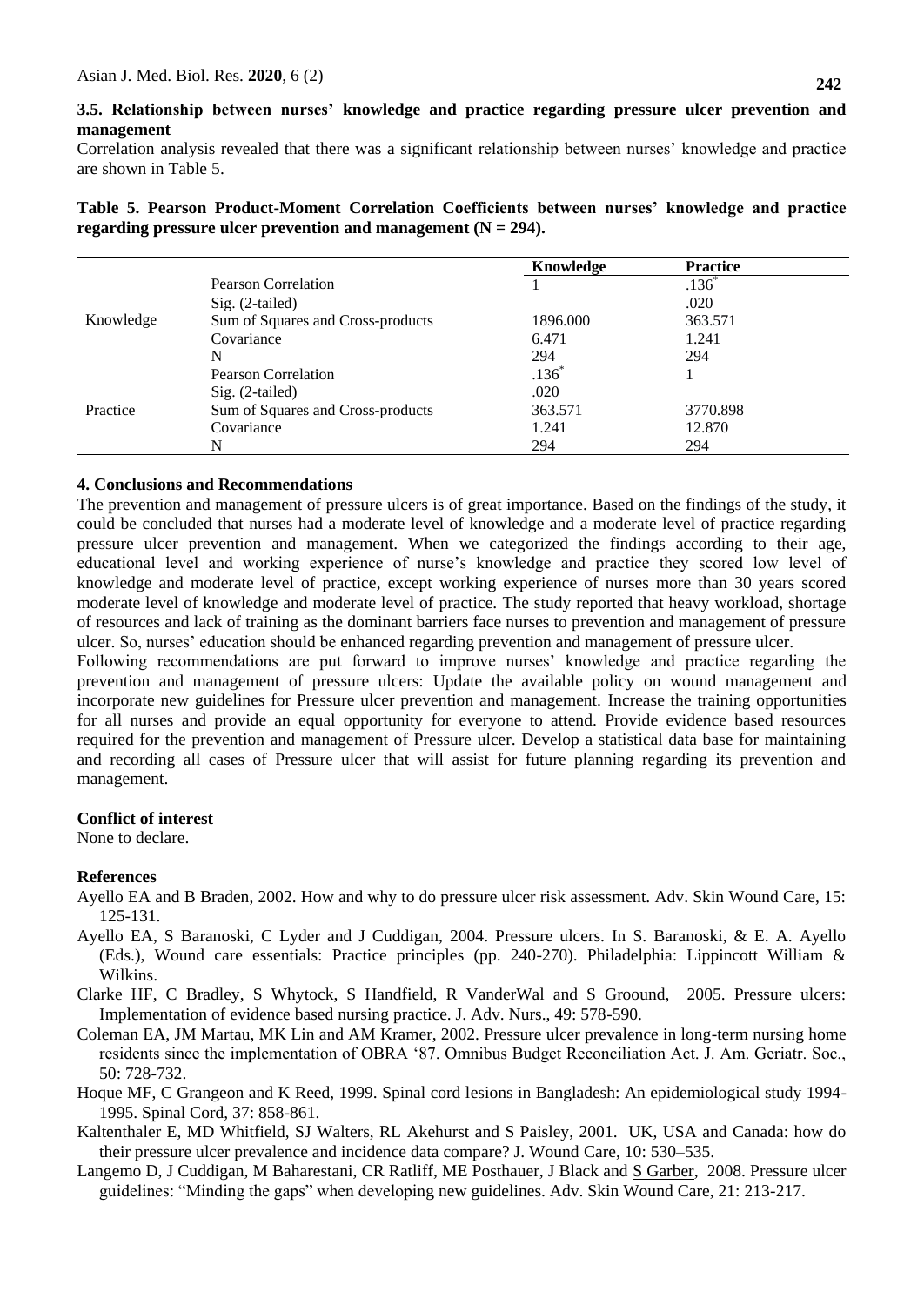### 3.5. Relationship between nurses' knowledge and practice regarding pressure ulcer prevention and management

Correlation analysis revealed that there was a significant relationship between nurses' knowledge and practice are shown in Table 5.

**Table 5. Pearson Product-Moment Correlation Coefficients between nurses' knowledge and practice regarding pressure ulcer prevention and management (N = 294).**

| | | Knowledge | Practice |
|---|---|---|---|
| Knowledge | Pearson Correlation | 1 | .136* |
| | Sig. (2-tailed) | | .020 |
| | Sum of Squares and Cross-products | 1896.000 | 363.571 |
| | Covariance | 6.471 | 1.241 |
| | N | 294 | 294 |
| Practice | Pearson Correlation | .136* | 1 |
| | Sig. (2-tailed) | .020 | |
| | Sum of Squares and Cross-products | 363.571 | 3770.898 |
| | Covariance | 1.241 | 12.870 |
| | N | 294 | 294 |

## 4. Conclusions and Recommendations

The prevention and management of pressure ulcers is of great importance. Based on the findings of the study, it could be concluded that nurses had a moderate level of knowledge and a moderate level of practice regarding pressure ulcer prevention and management. When we categorized the findings according to their age, educational level and working experience of nurse's knowledge and practice they scored low level of knowledge and moderate level of practice, except working experience of nurses more than 30 years scored moderate level of knowledge and moderate level of practice. The study reported that heavy workload, shortage of resources and lack of training as the dominant barriers face nurses to prevention and management of pressure ulcer. So, nurses' education should be enhanced regarding prevention and management of pressure ulcer.

Following recommendations are put forward to improve nurses' knowledge and practice regarding the prevention and management of pressure ulcers: Update the available policy on wound management and incorporate new guidelines for Pressure ulcer prevention and management. Increase the training opportunities for all nurses and provide an equal opportunity for everyone to attend. Provide evidence based resources required for the prevention and management of Pressure ulcer. Develop a statistical data base for maintaining and recording all cases of Pressure ulcer that will assist for future planning regarding its prevention and management.

### Conflict of interest

None to declare.

### References

Ayello EA and B Braden, 2002. How and why to do pressure ulcer risk assessment. Adv. Skin Wound Care, 15: 125-131.

Ayello EA, S Baranoski, C Lyder and J Cuddigan, 2004. Pressure ulcers. In S. Baranoski, & E. A. Ayello (Eds.), Wound care essentials: Practice principles (pp. 240-270). Philadelphia: Lippincott William & Wilkins.

Clarke HF, C Bradley, S Whytock, S Handfield, R VanderWal and S Groound, 2005. Pressure ulcers: Implementation of evidence based nursing practice. J. Adv. Nurs., 49: 578-590.

Coleman EA, JM Martau, MK Lin and AM Kramer, 2002. Pressure ulcer prevalence in long-term nursing home residents since the implementation of OBRA '87. Omnibus Budget Reconciliation Act. J. Am. Geriatr. Soc., 50: 728-732.

Hoque MF, C Grangeon and K Reed, 1999. Spinal cord lesions in Bangladesh: An epidemiological study 1994-1995. Spinal Cord, 37: 858-861.

Kaltenthaler E, MD Whitfield, SJ Walters, RL Akehurst and S Paisley, 2001. UK, USA and Canada: how do their pressure ulcer prevalence and incidence data compare? J. Wound Care, 10: 530–535.

Langemo D, J Cuddigan, M Baharestani, CR Ratliff, ME Posthauer, J Black and S Garber, 2008. Pressure ulcer guidelines: "Minding the gaps" when developing new guidelines. Adv. Skin Wound Care, 21: 213-217.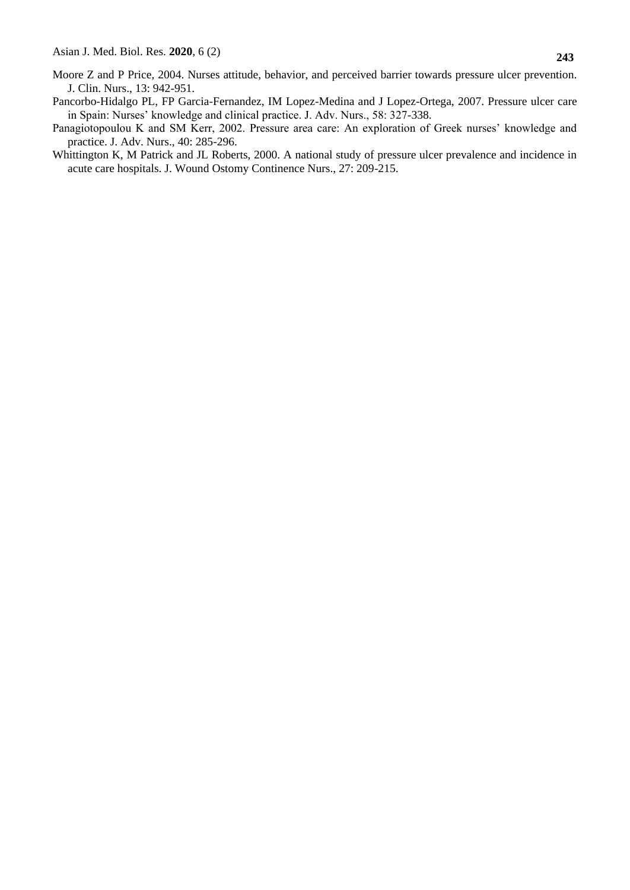Moore Z and P Price, 2004. Nurses attitude, behavior, and perceived barrier towards pressure ulcer prevention. J. Clin. Nurs., 13: 942-951.

Pancorbo-Hidalgo PL, FP Garcia-Fernandez, IM Lopez-Medina and J Lopez-Ortega, 2007. Pressure ulcer care in Spain: Nurses' knowledge and clinical practice. J. Adv. Nurs., 58: 327-338.

Panagiotopoulou K and SM Kerr, 2002. Pressure area care: An exploration of Greek nurses' knowledge and practice. J. Adv. Nurs., 40: 285-296.

Whittington K, M Patrick and JL Roberts, 2000. A national study of pressure ulcer prevalence and incidence in acute care hospitals. J. Wound Ostomy Continence Nurs., 27: 209-215.